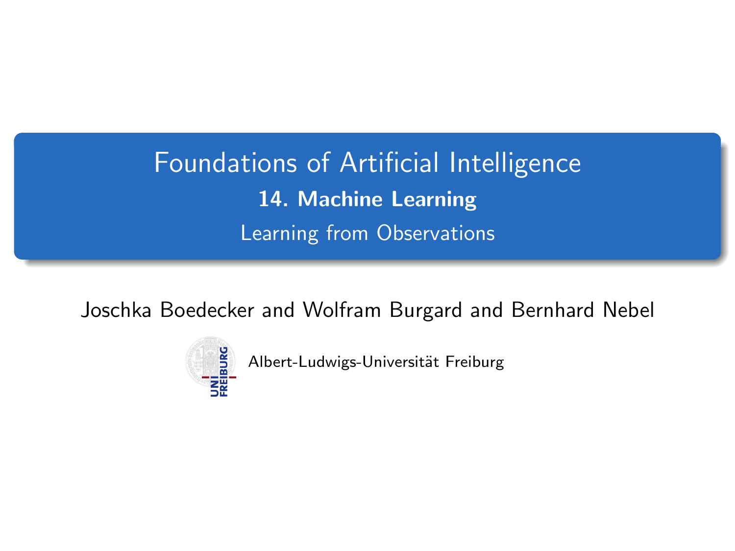# Foundations of Artificial Intelligence

## 14. Machine Learning

Learning from Observations

Joschka Boedecker and Wolfram Burgard and Bernhard Nebel

Albert-Ludwigs-Universität Freiburg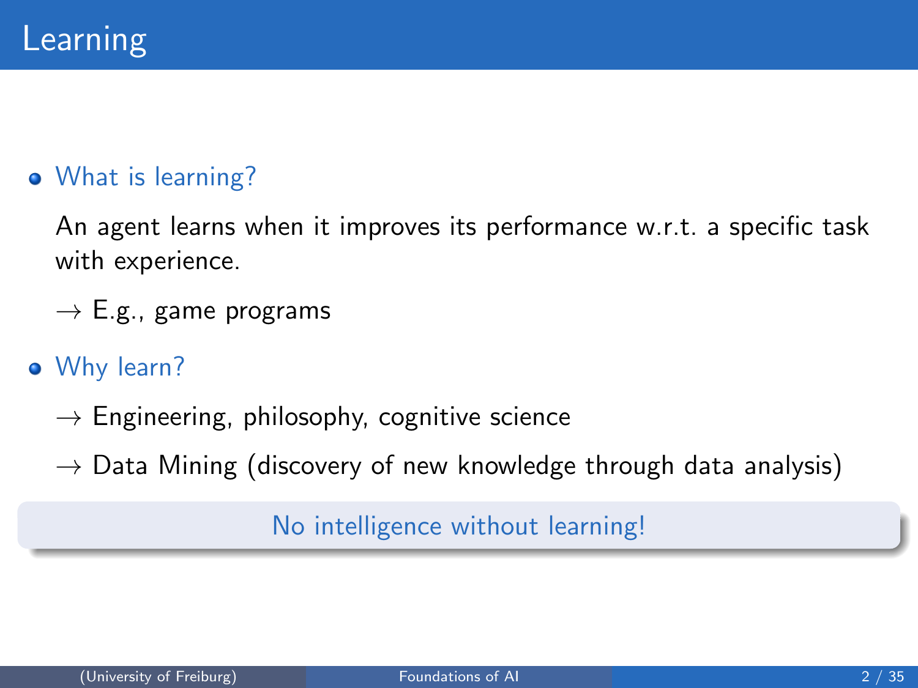# Learning

- What is learning?

  An agent learns when it improves its performance w.r.t. a specific task with experience.

  → E.g., game programs

- Why learn?

  → Engineering, philosophy, cognitive science

  → Data Mining (discovery of new knowledge through data analysis)

No intelligence without learning!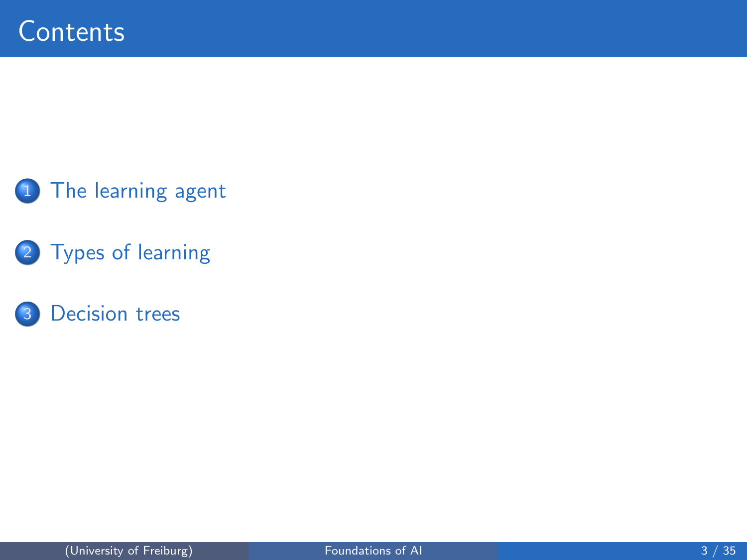# Contents

1. The learning agent
2. Types of learning
3. Decision trees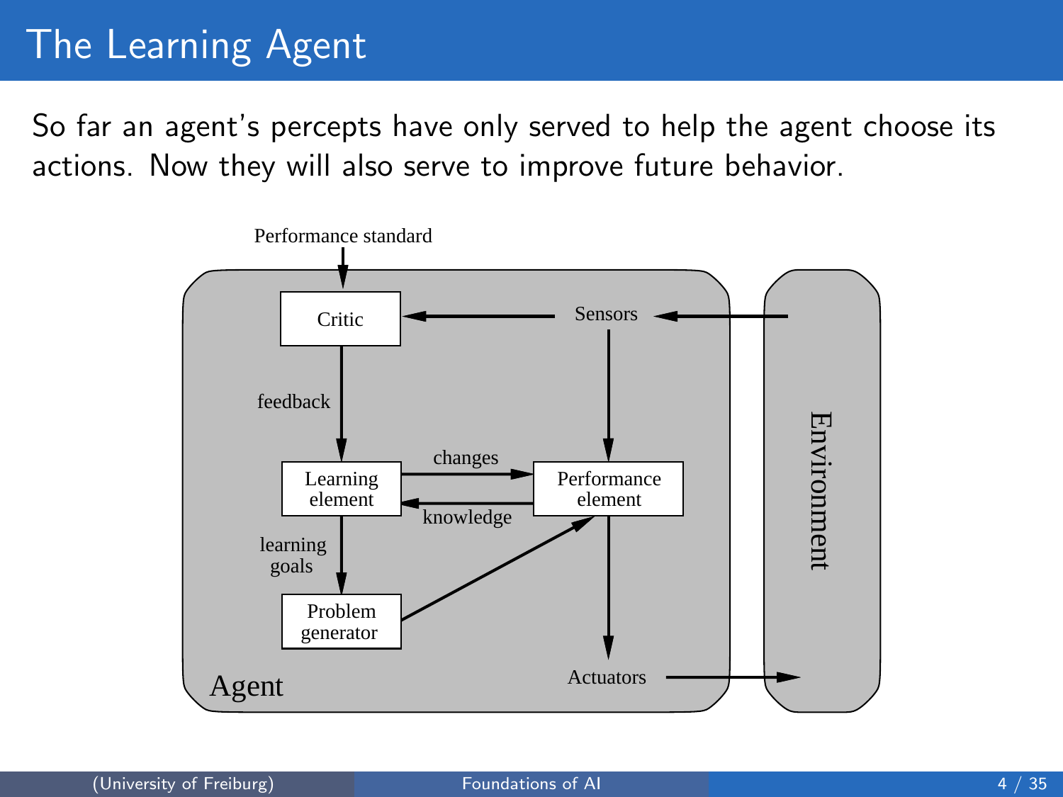# The Learning Agent

So far an agent's percepts have only served to help the agent choose its actions. Now they will also serve to improve future behavior.

Performance standard

Critic

Sensors

feedback

changes

Learning element

Performance element

knowledge

learning goals

Problem generator

Environment

Actuators

Agent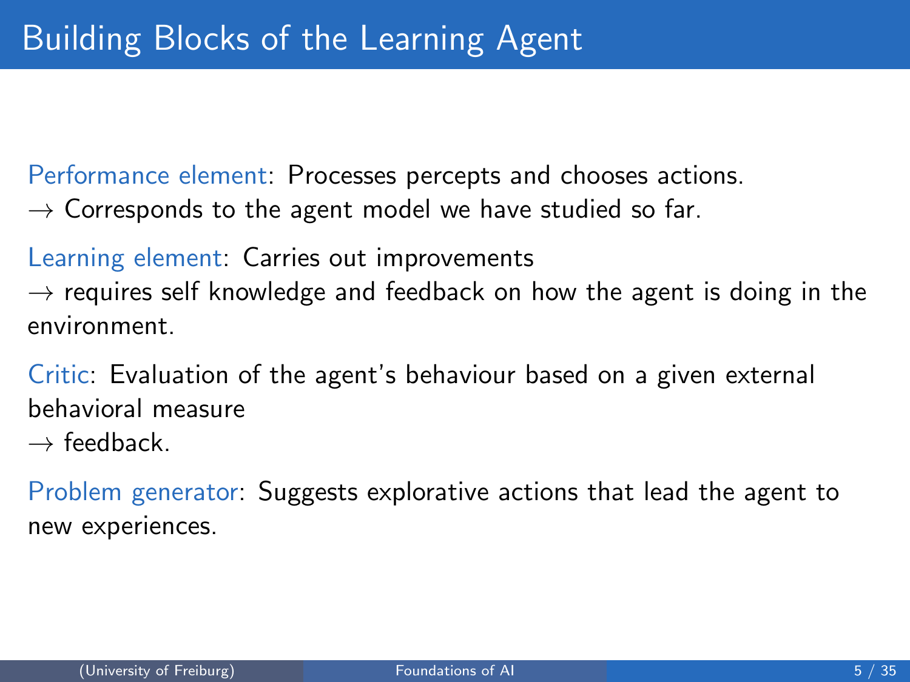# Building Blocks of the Learning Agent

Performance element: Processes percepts and chooses actions.
→ Corresponds to the agent model we have studied so far.

Learning element: Carries out improvements
→ requires self knowledge and feedback on how the agent is doing in the environment.

Critic: Evaluation of the agent's behaviour based on a given external behavioral measure
→ feedback.

Problem generator: Suggests explorative actions that lead the agent to new experiences.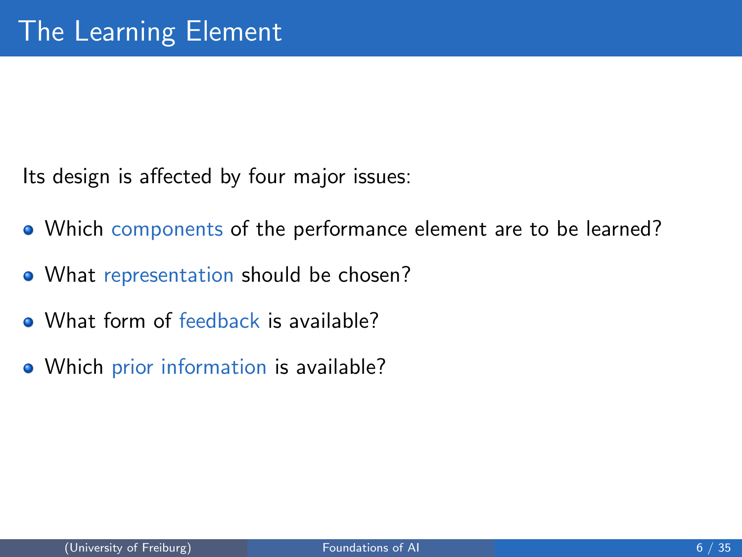# The Learning Element

Its design is affected by four major issues:

- Which components of the performance element are to be learned?
- What representation should be chosen?
- What form of feedback is available?
- Which prior information is available?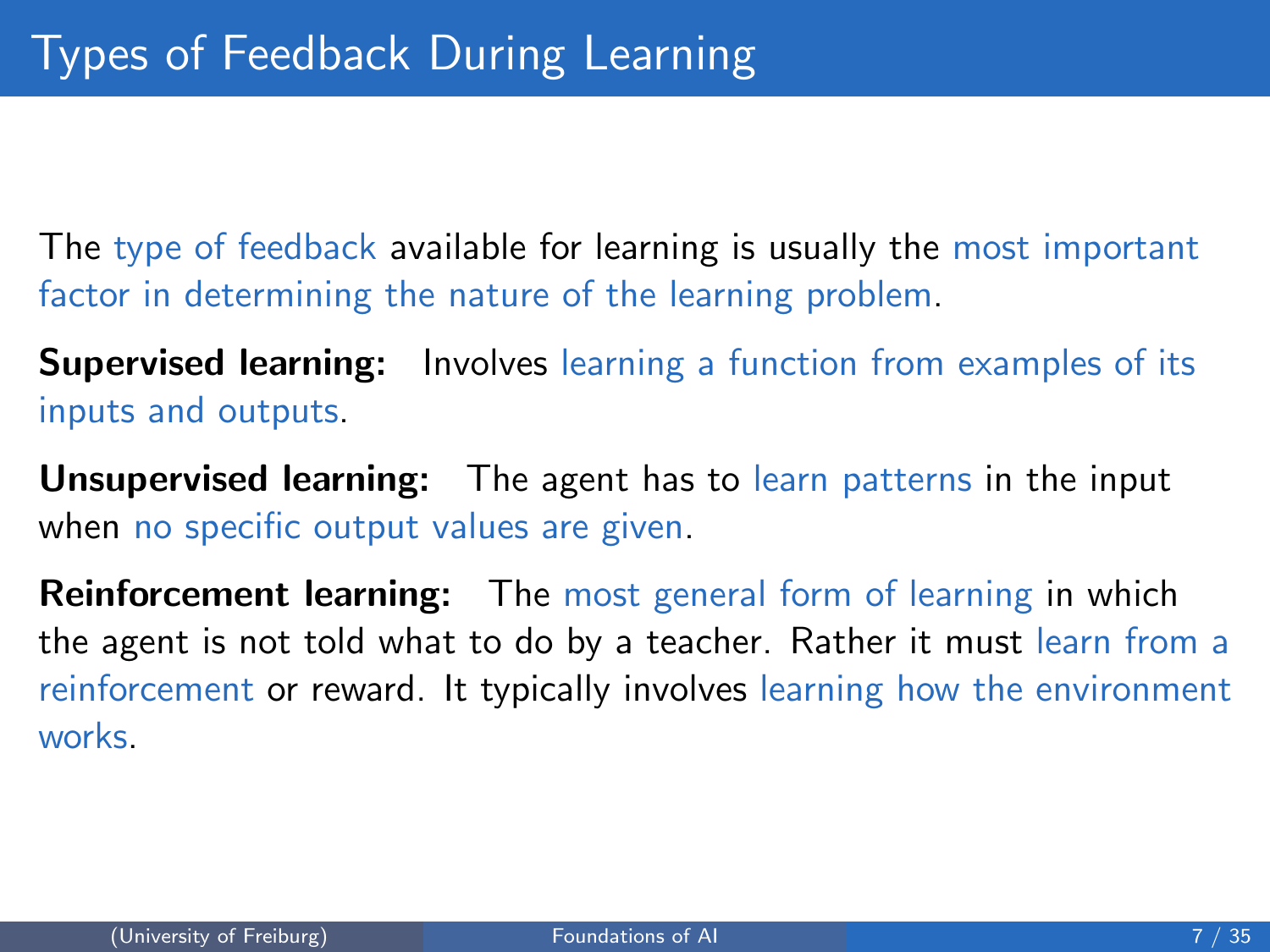# Types of Feedback During Learning

The type of feedback available for learning is usually the most important factor in determining the nature of the learning problem.

**Supervised learning:** Involves learning a function from examples of its inputs and outputs.

**Unsupervised learning:** The agent has to learn patterns in the input when no specific output values are given.

**Reinforcement learning:** The most general form of learning in which the agent is not told what to do by a teacher. Rather it must learn from a reinforcement or reward. It typically involves learning how the environment works.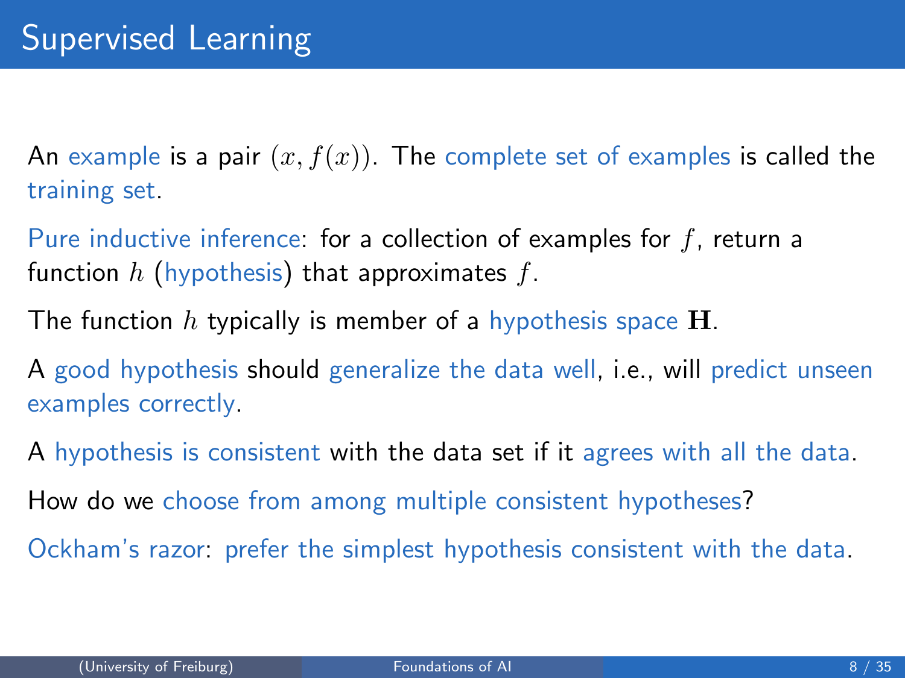# Supervised Learning

An example is a pair $(x, f(x))$. The complete set of examples is called the training set.

Pure inductive inference: for a collection of examples for $f$, return a function $h$ (hypothesis) that approximates $f$.

The function $h$ typically is member of a hypothesis space $\mathbf{H}$.

A good hypothesis should generalize the data well, i.e., will predict unseen examples correctly.

A hypothesis is consistent with the data set if it agrees with all the data.

How do we choose from among multiple consistent hypotheses?

Ockham's razor: prefer the simplest hypothesis consistent with the data.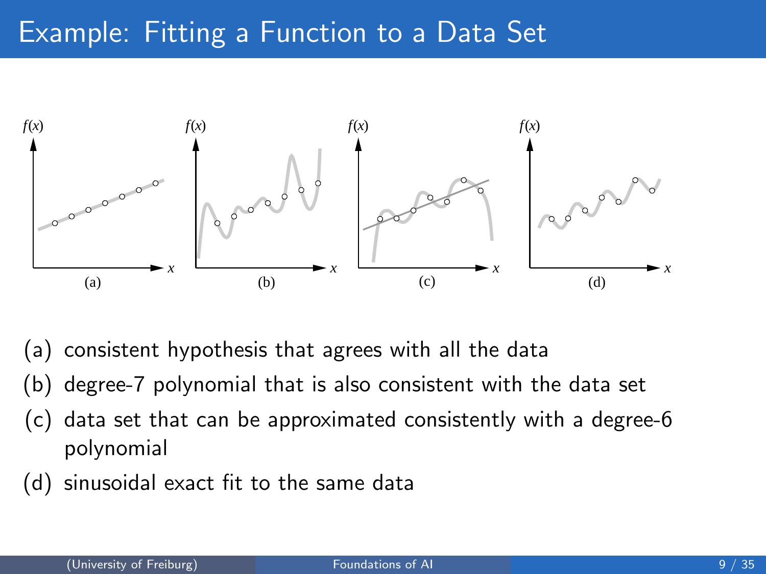# Example: Fitting a Function to a Data Set

(a) consistent hypothesis that agrees with all the data

(b) degree-7 polynomial that is also consistent with the data set

(c) data set that can be approximated consistently with a degree-6 polynomial

(d) sinusoidal exact fit to the same data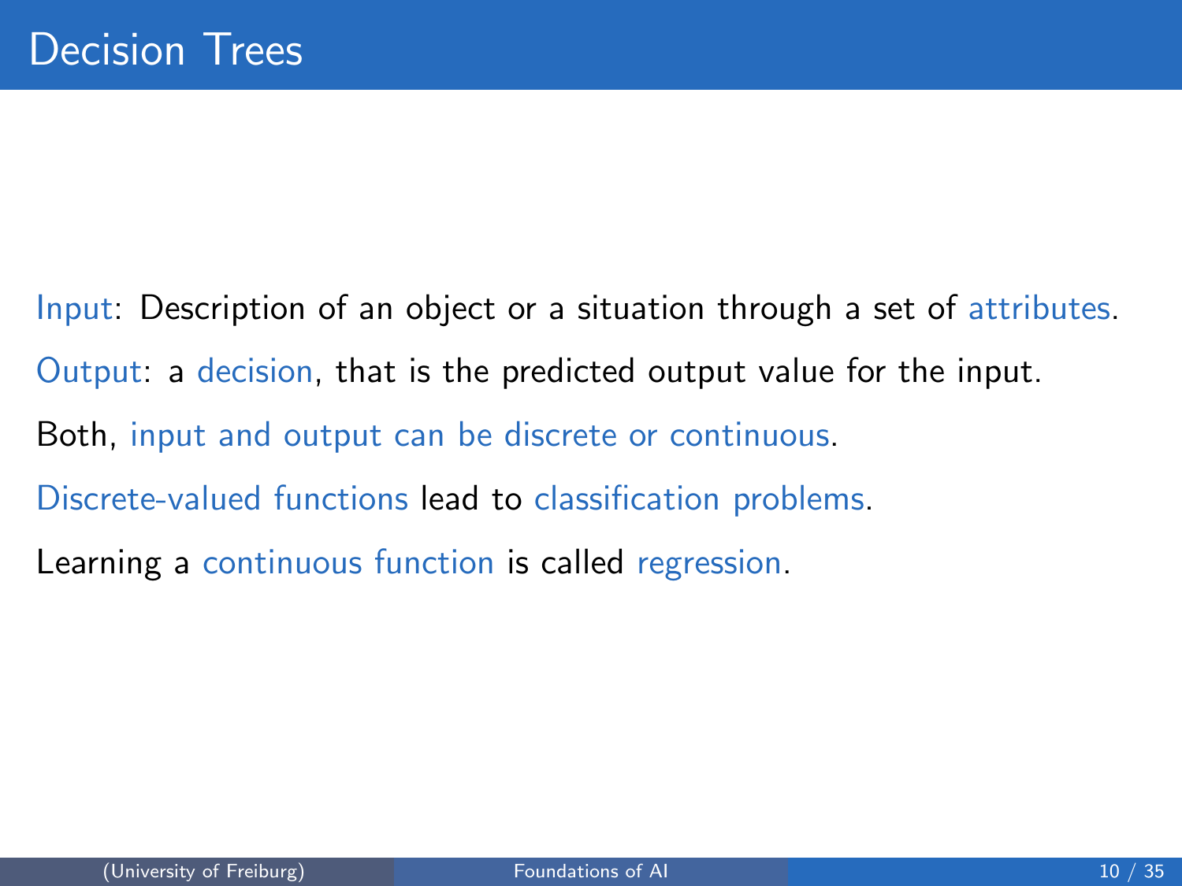# Decision Trees

Input: Description of an object or a situation through a set of attributes.

Output: a decision, that is the predicted output value for the input.

Both, input and output can be discrete or continuous.

Discrete-valued functions lead to classification problems.

Learning a continuous function is called regression.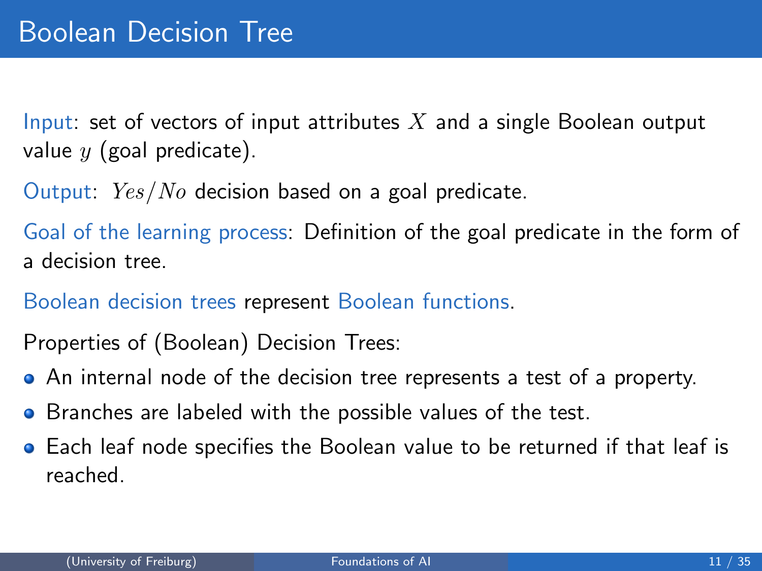# Boolean Decision Tree

Input: set of vectors of input attributes $X$ and a single Boolean output value $y$ (goal predicate).

Output: $Yes/No$ decision based on a goal predicate.

Goal of the learning process: Definition of the goal predicate in the form of a decision tree.

Boolean decision trees represent Boolean functions.

Properties of (Boolean) Decision Trees:

- An internal node of the decision tree represents a test of a property.
- Branches are labeled with the possible values of the test.
- Each leaf node specifies the Boolean value to be returned if that leaf is reached.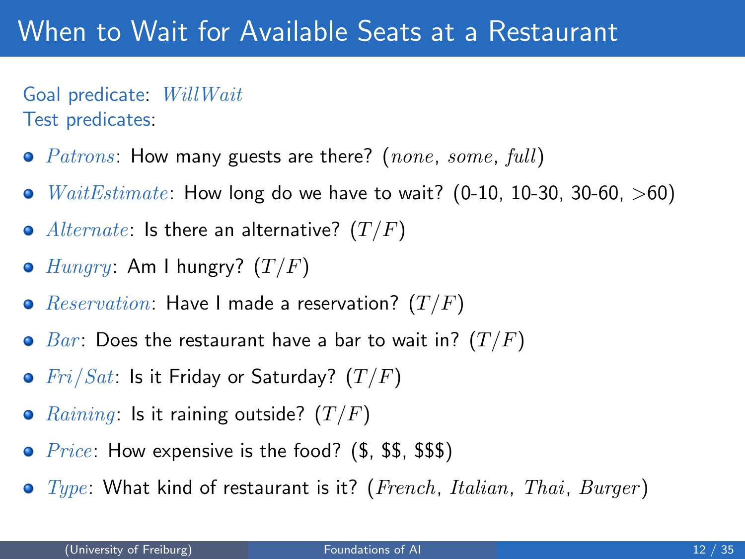# When to Wait for Available Seats at a Restaurant

Goal predicate: $WillWait$
Test predicates:

- $Patrons$: How many guests are there? ($none$, $some$, $full$)
- $WaitEstimate$: How long do we have to wait? (0-10, 10-30, 30-60, >60)
- $Alternate$: Is there an alternative? ($T/F$)
- $Hungry$: Am I hungry? ($T/F$)
- $Reservation$: Have I made a reservation? ($T/F$)
- $Bar$: Does the restaurant have a bar to wait in? ($T/F$)
- $Fri/Sat$: Is it Friday or Saturday? ($T/F$)
- $Raining$: Is it raining outside? ($T/F$)
- $Price$: How expensive is the food? ($, $$, $$$)
- $Type$: What kind of restaurant is it? ($French$, $Italian$, $Thai$, $Burger$)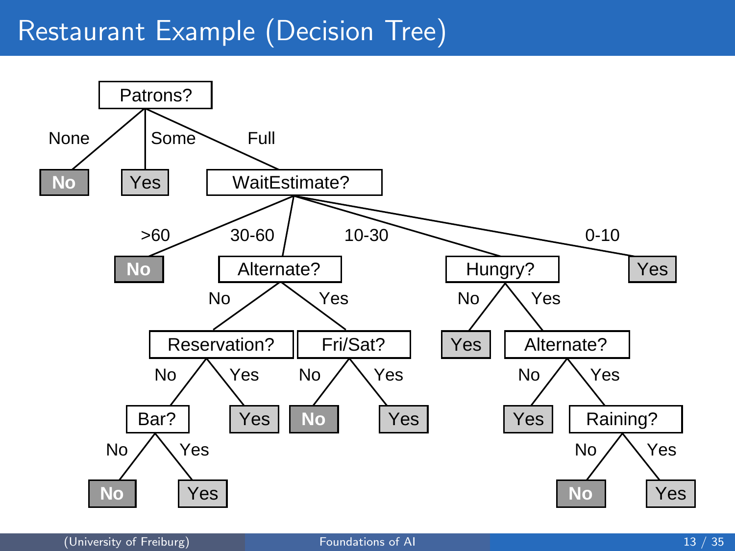# Restaurant Example (Decision Tree)

- Patrons?
  - None: **No**
  - Some: Yes
  - Full: WaitEstimate?
    - >60: **No**
    - 30-60: Alternate?
      - No: Reservation?
        - No: Bar?
          - No: **No**
          - Yes: Yes
        - Yes: Yes
      - Yes: Fri/Sat?
        - No: **No**
        - Yes: Yes
    - 10-30: Hungry?
      - No: Yes
      - Yes: Alternate?
        - No: Yes
        - Yes: Raining?
          - No: **No**
          - Yes: Yes
    - 0-10: Yes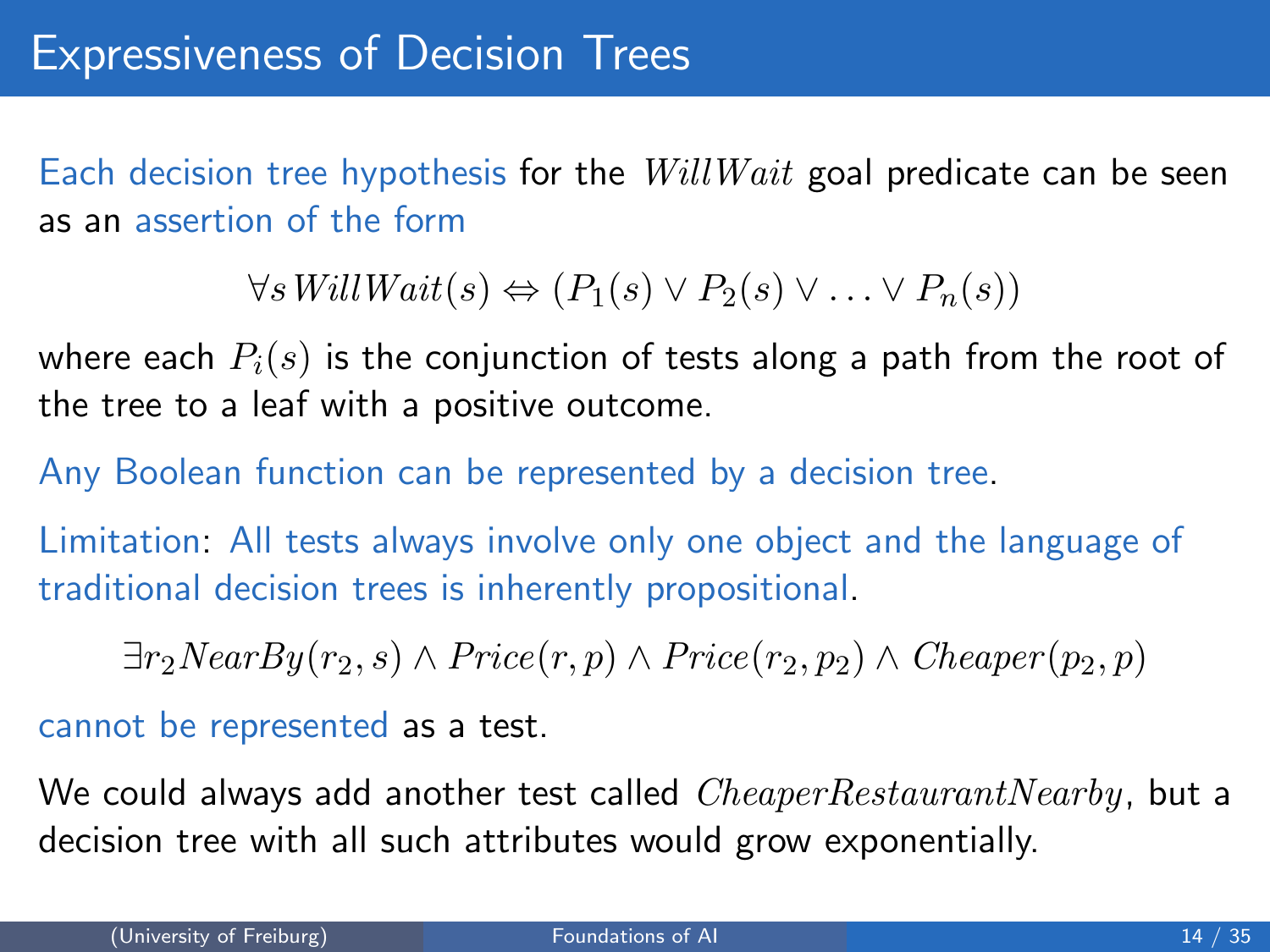# Expressiveness of Decision Trees

Each decision tree hypothesis for the $WillWait$ goal predicate can be seen as an assertion of the form

$$\forall s \, WillWait(s) \Leftrightarrow (P_1(s) \vee P_2(s) \vee \ldots \vee P_n(s))$$

where each $P_i(s)$ is the conjunction of tests along a path from the root of the tree to a leaf with a positive outcome.

Any Boolean function can be represented by a decision tree.

Limitation: All tests always involve only one object and the language of traditional decision trees is inherently propositional.

$$\exists r_2 NearBy(r_2, s) \wedge Price(r, p) \wedge Price(r_2, p_2) \wedge Cheaper(p_2, p)$$

cannot be represented as a test.

We could always add another test called $CheaperRestaurantNearby$, but a decision tree with all such attributes would grow exponentially.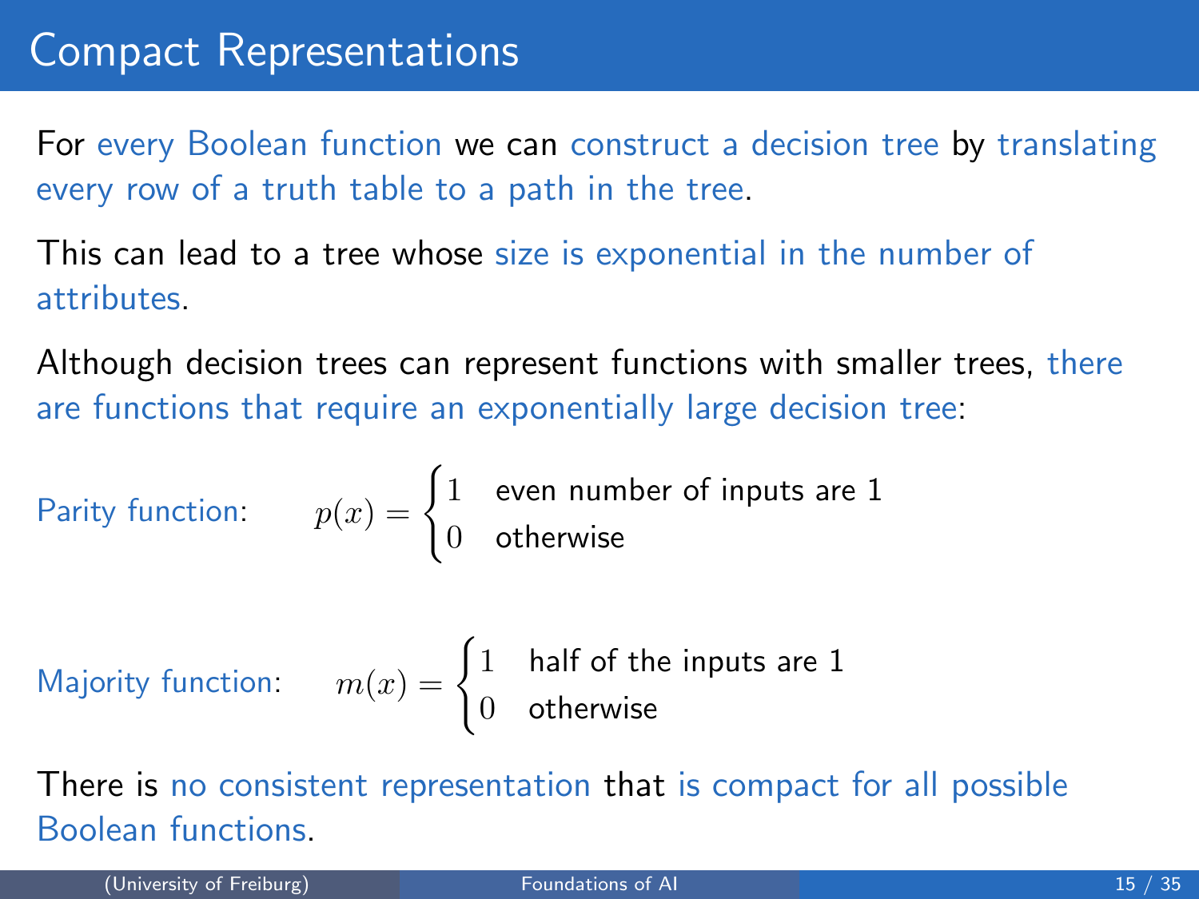# Compact Representations

For every Boolean function we can construct a decision tree by translating every row of a truth table to a path in the tree.

This can lead to a tree whose size is exponential in the number of attributes.

Although decision trees can represent functions with smaller trees, there are functions that require an exponentially large decision tree:

Parity function: $$p(x) = \begin{cases} 1 & \text{even number of inputs are 1} \\ 0 & \text{otherwise} \end{cases}$$

Majority function: $$m(x) = \begin{cases} 1 & \text{half of the inputs are 1} \\ 0 & \text{otherwise} \end{cases}$$

There is no consistent representation that is compact for all possible Boolean functions.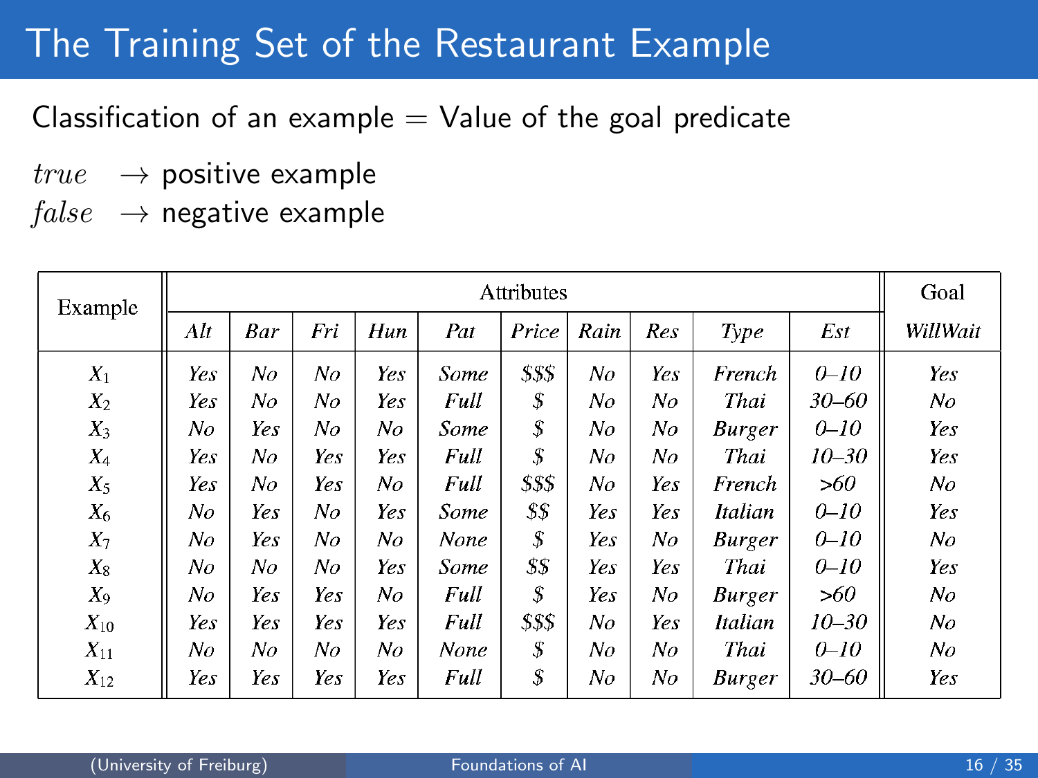# The Training Set of the Restaurant Example

Classification of an example = Value of the goal predicate

$true$ $\rightarrow$ positive example
$false$ $\rightarrow$ negative example

| Example | Attributes | | | | | | | | | | Goal |
|---|---|---|---|---|---|---|---|---|---|---|---|
| | *Alt* | *Bar* | *Fri* | *Hun* | *Pat* | *Price* | *Rain* | *Res* | *Type* | *Est* | *WillWait* |
| $X_1$ | *Yes* | *No* | *No* | *Yes* | *Some* | *$$$* | *No* | *Yes* | *French* | *0–10* | *Yes* |
| $X_2$ | *Yes* | *No* | *No* | *Yes* | *Full* | *$* | *No* | *No* | *Thai* | *30–60* | *No* |
| $X_3$ | *No* | *Yes* | *No* | *No* | *Some* | *$* | *No* | *No* | *Burger* | *0–10* | *Yes* |
| $X_4$ | *Yes* | *No* | *Yes* | *Yes* | *Full* | *$* | *No* | *No* | *Thai* | *10–30* | *Yes* |
| $X_5$ | *Yes* | *No* | *Yes* | *No* | *Full* | *$$$* | *No* | *Yes* | *French* | *>60* | *No* |
| $X_6$ | *No* | *Yes* | *No* | *Yes* | *Some* | *$$* | *Yes* | *Yes* | *Italian* | *0–10* | *Yes* |
| $X_7$ | *No* | *Yes* | *No* | *No* | *None* | *$* | *Yes* | *No* | *Burger* | *0–10* | *No* |
| $X_8$ | *No* | *No* | *No* | *Yes* | *Some* | *$$* | *Yes* | *Yes* | *Thai* | *0–10* | *Yes* |
| $X_9$ | *No* | *Yes* | *Yes* | *No* | *Full* | *$* | *Yes* | *No* | *Burger* | *>60* | *No* |
| $X_{10}$ | *Yes* | *Yes* | *Yes* | *Yes* | *Full* | *$$$* | *No* | *Yes* | *Italian* | *10–30* | *No* |
| $X_{11}$ | *No* | *No* | *No* | *No* | *None* | *$* | *No* | *No* | *Thai* | *0–10* | *No* |
| $X_{12}$ | *Yes* | *Yes* | *Yes* | *Yes* | *Full* | *$* | *No* | *No* | *Burger* | *30–60* | *Yes* |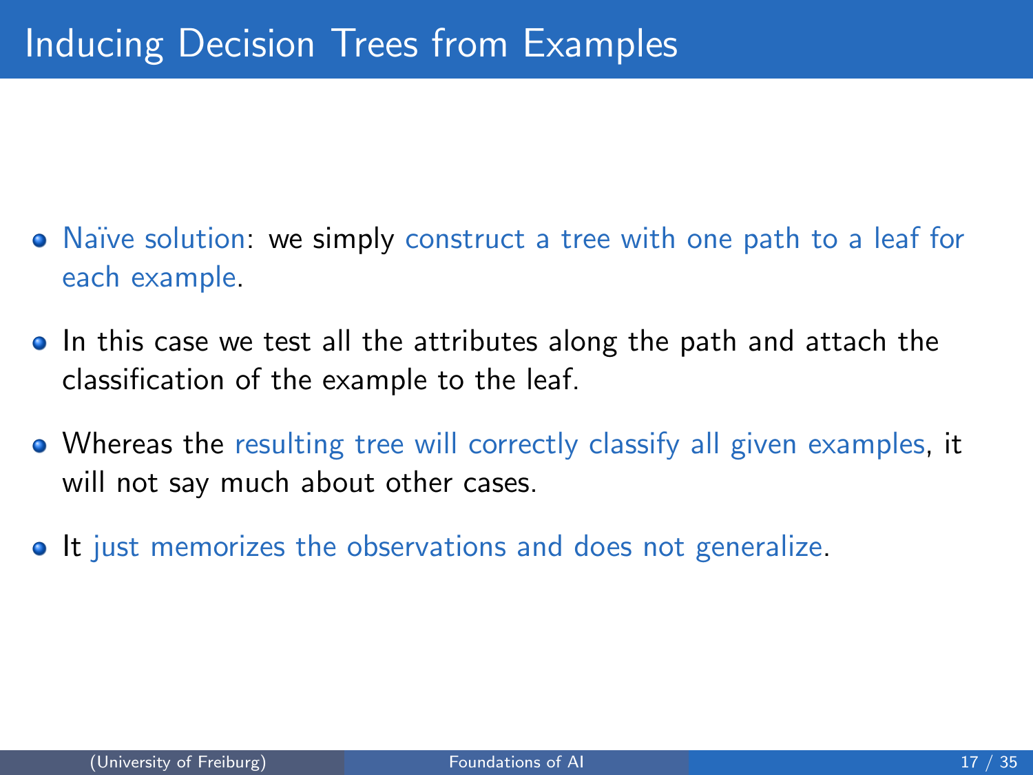# Inducing Decision Trees from Examples

- Naïve solution: we simply construct a tree with one path to a leaf for each example.
- In this case we test all the attributes along the path and attach the classification of the example to the leaf.
- Whereas the resulting tree will correctly classify all given examples, it will not say much about other cases.
- It just memorizes the observations and does not generalize.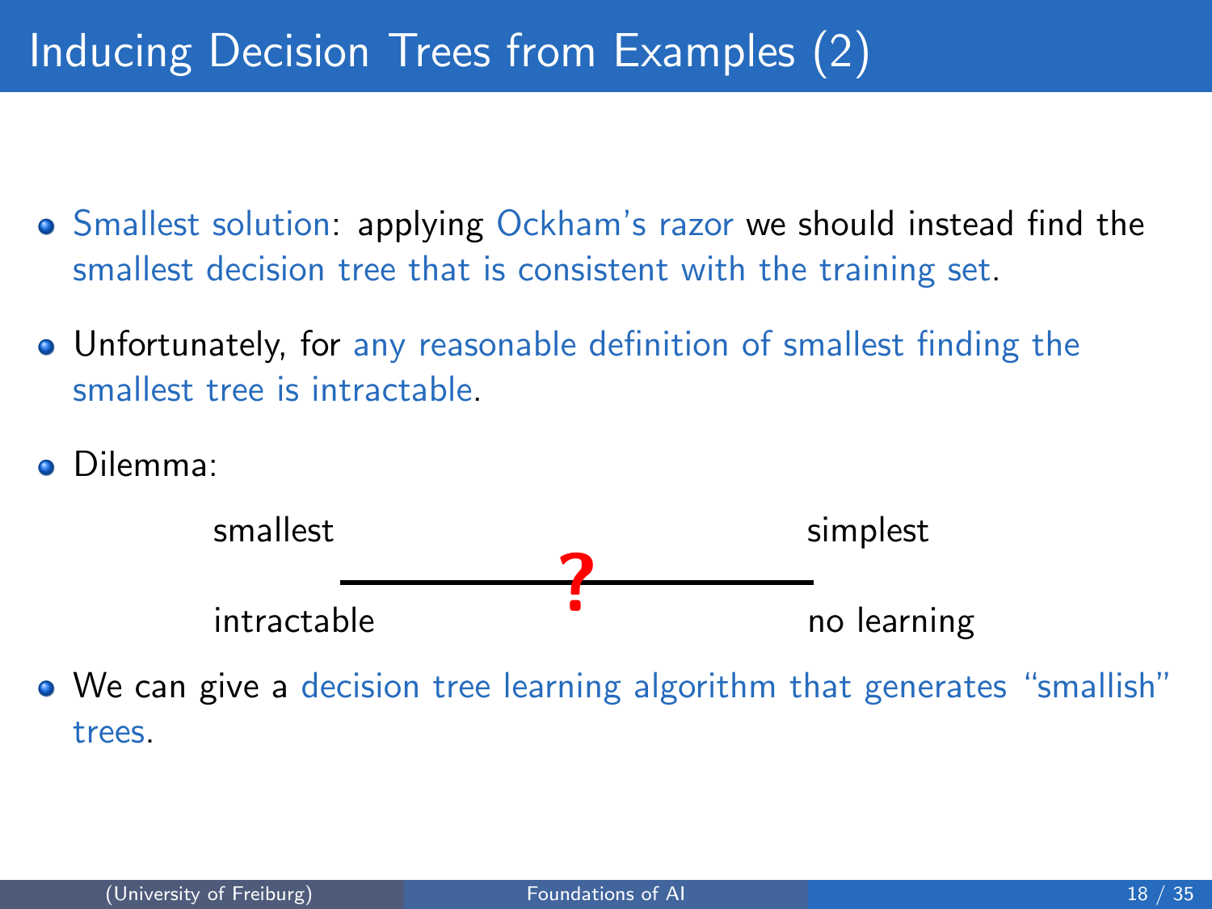# Inducing Decision Trees from Examples (2)

- Smallest solution: applying Ockham's razor we should instead find the smallest decision tree that is consistent with the training set.
- Unfortunately, for any reasonable definition of smallest finding the smallest tree is intractable.
- Dilemma:

| smallest | ? | simplest |
|---|---|---|
| intractable | | no learning |

- We can give a decision tree learning algorithm that generates "smallish" trees.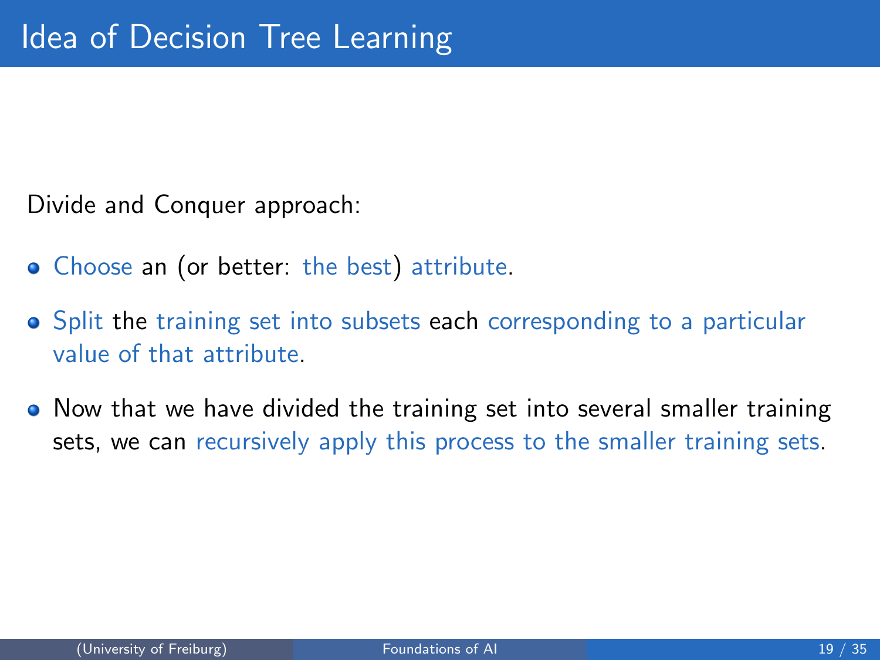# Idea of Decision Tree Learning

Divide and Conquer approach:

- Choose an (or better: the best) attribute.
- Split the training set into subsets each corresponding to a particular value of that attribute.
- Now that we have divided the training set into several smaller training sets, we can recursively apply this process to the smaller training sets.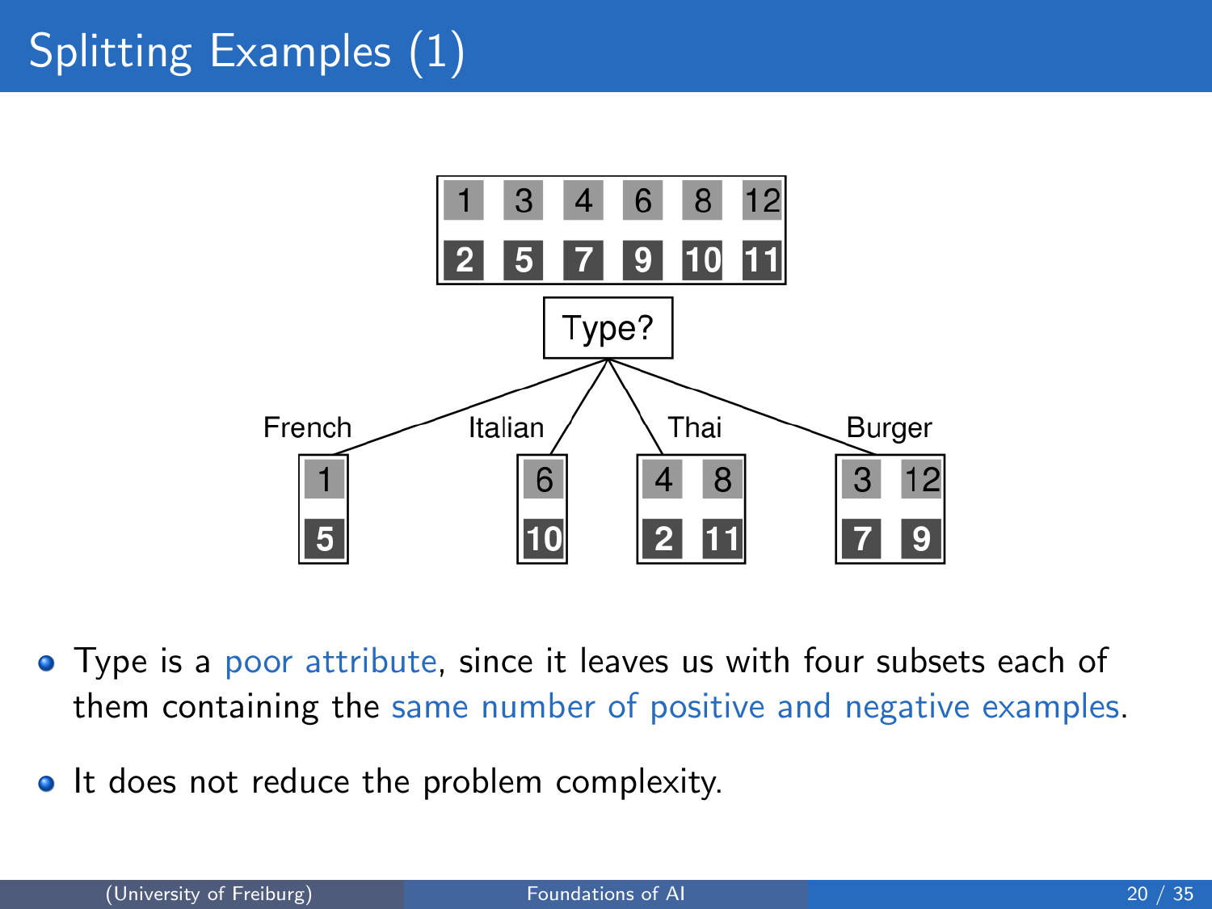# Splitting Examples (1)

- Type is a poor attribute, since it leaves us with four subsets each of them containing the same number of positive and negative examples.
- It does not reduce the problem complexity.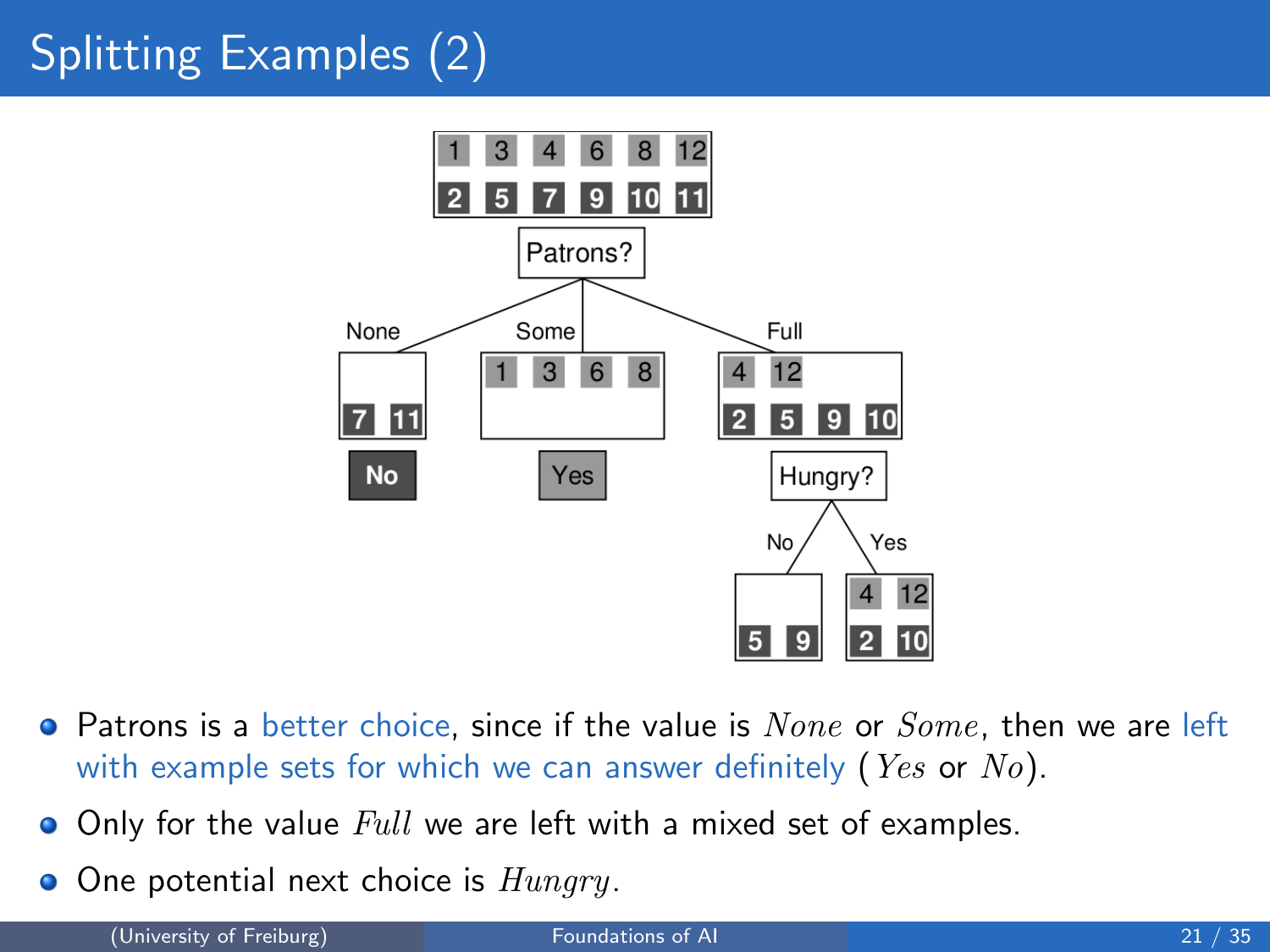# Splitting Examples (2)

- Patrons is a better choice, since if the value is *None* or *Some*, then we are left with example sets for which we can answer definitely (*Yes* or *No*).
- Only for the value *Full* we are left with a mixed set of examples.
- One potential next choice is *Hungry*.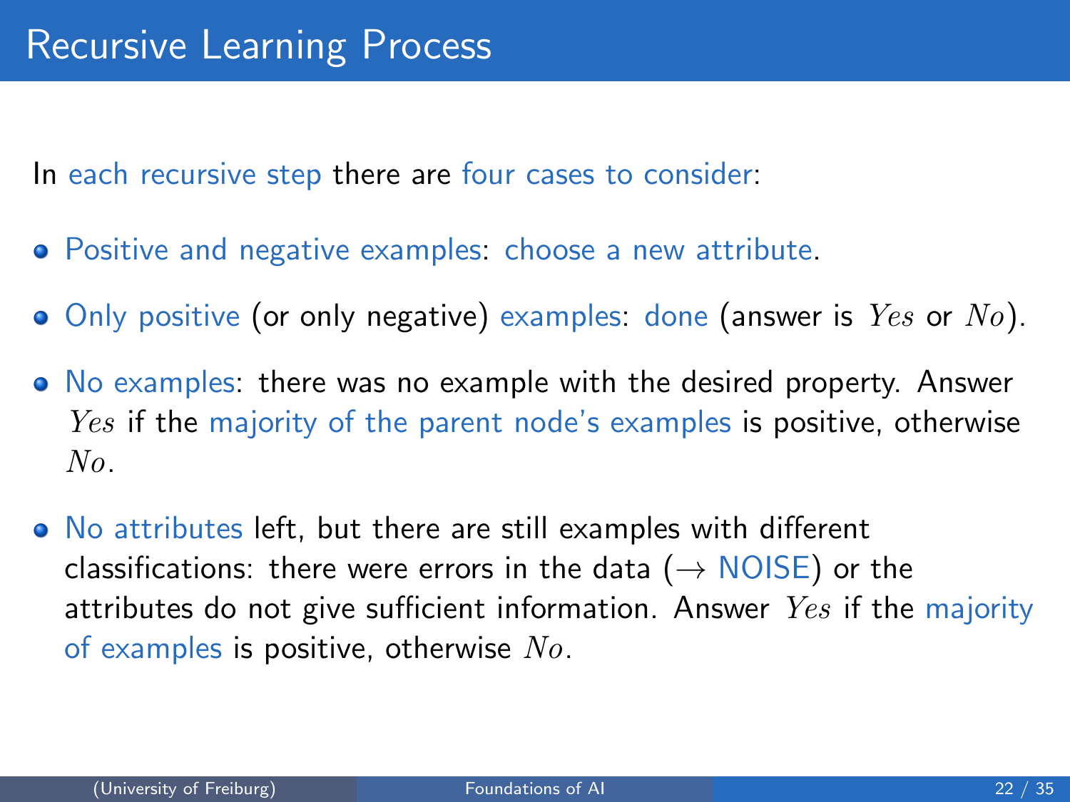# Recursive Learning Process

In each recursive step there are four cases to consider:

- Positive and negative examples: choose a new attribute.
- Only positive (or only negative) examples: done (answer is $Yes$ or $No$).
- No examples: there was no example with the desired property. Answer $Yes$ if the majority of the parent node's examples is positive, otherwise $No$.
- No attributes left, but there are still examples with different classifications: there were errors in the data ($\rightarrow$ NOISE) or the attributes do not give sufficient information. Answer $Yes$ if the majority of examples is positive, otherwise $No$.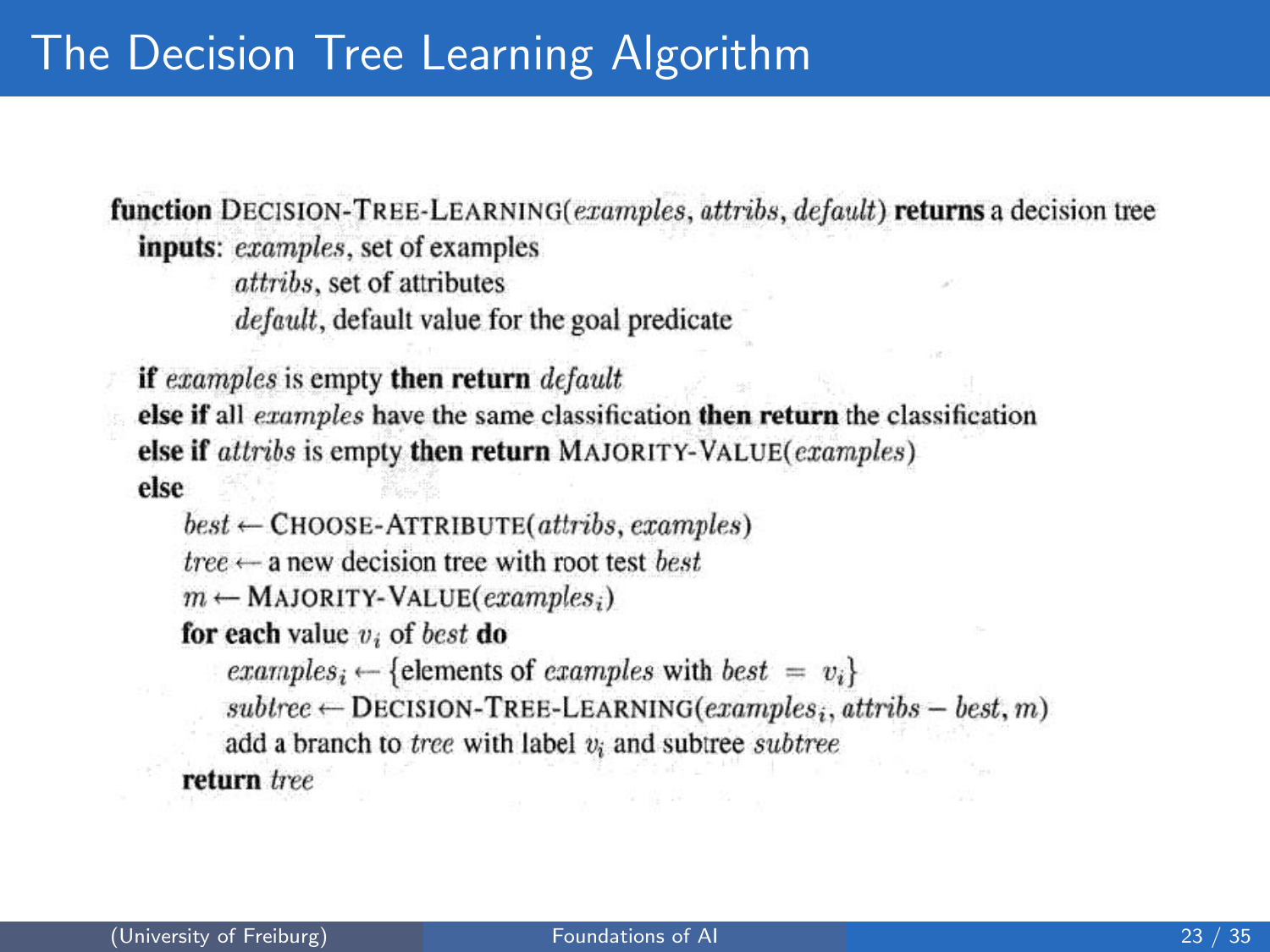# The Decision Tree Learning Algorithm

```
function DECISION-TREE-LEARNING(examples, attribs, default) returns a decision tree
  inputs: examples, set of examples
          attribs, set of attributes
          default, default value for the goal predicate

  if examples is empty then return default
  else if all examples have the same classification then return the classification
  else if attribs is empty then return MAJORITY-VALUE(examples)
  else
     best ← CHOOSE-ATTRIBUTE(attribs, examples)
     tree ← a new decision tree with root test best
     m ← MAJORITY-VALUE(examples_i)
     for each value v_i of best do
        examples_i ← {elements of examples with best = v_i}
        subtree ← DECISION-TREE-LEARNING(examples_i, attribs − best, m)
        add a branch to tree with label v_i and subtree subtree
     return tree
```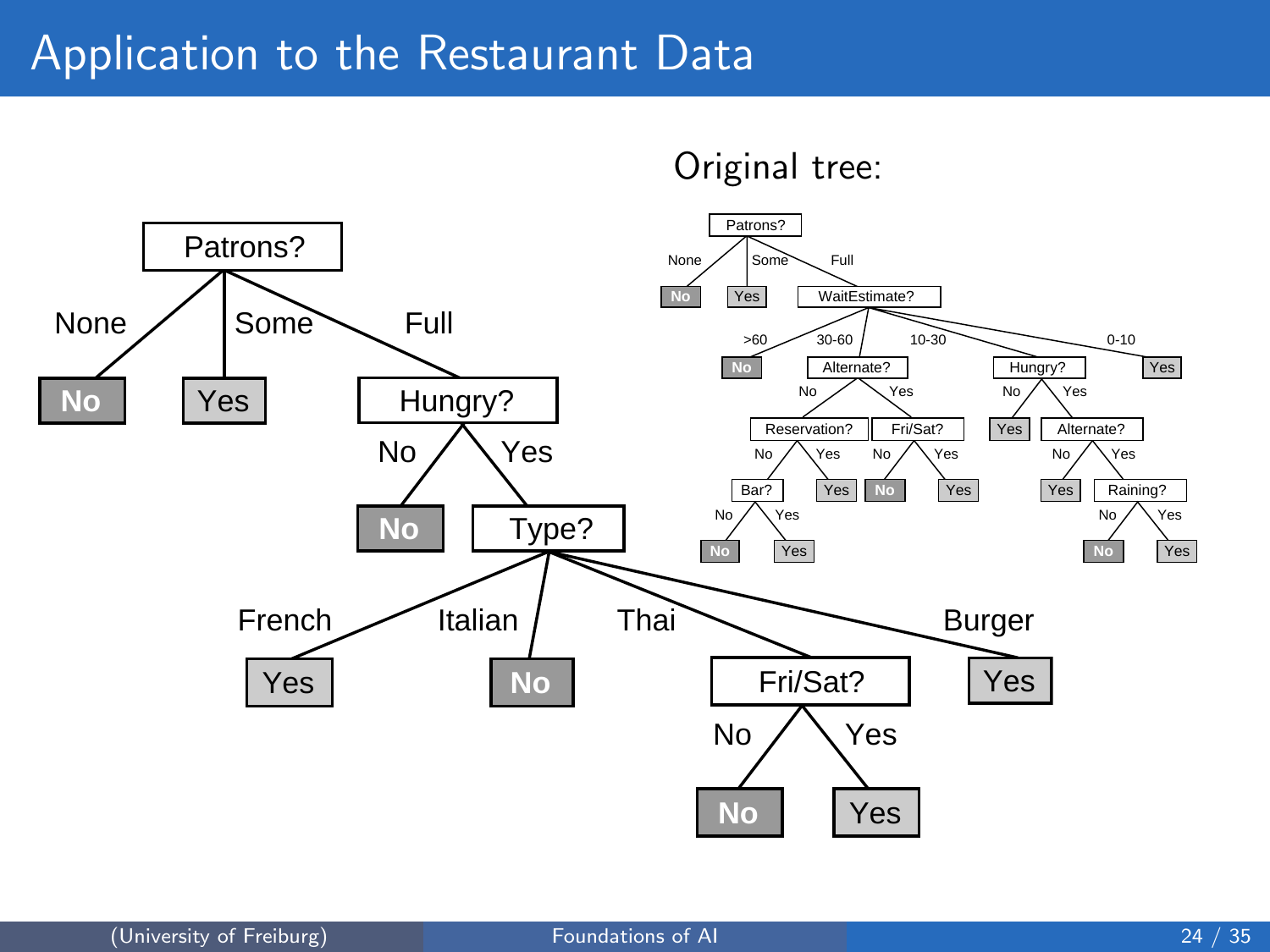# Application to the Restaurant Data

Original tree: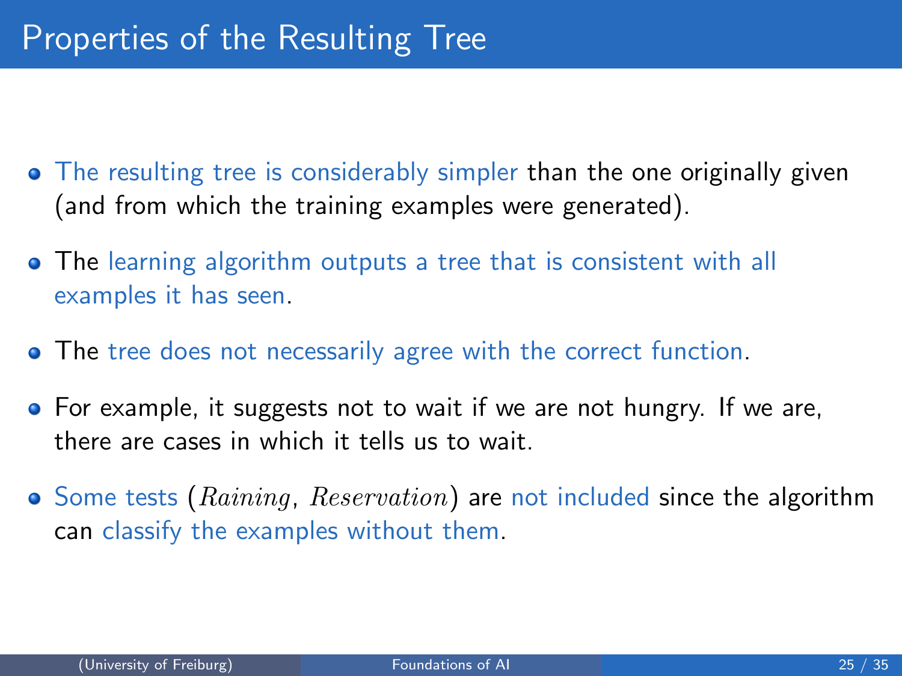# Properties of the Resulting Tree

- The resulting tree is considerably simpler than the one originally given (and from which the training examples were generated).
- The learning algorithm outputs a tree that is consistent with all examples it has seen.
- The tree does not necessarily agree with the correct function.
- For example, it suggests not to wait if we are not hungry. If we are, there are cases in which it tells us to wait.
- Some tests ($Raining$, $Reservation$) are not included since the algorithm can classify the examples without them.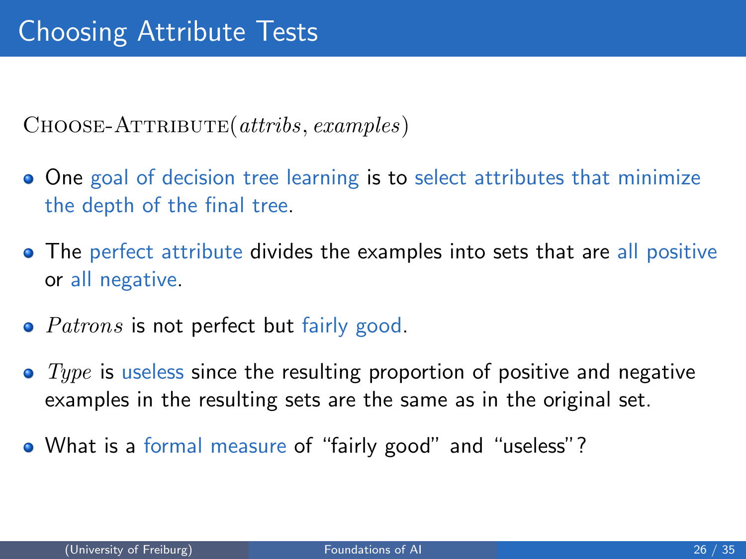# Choosing Attribute Tests

CHOOSE-ATTRIBUTE($attribs, examples$)

- One goal of decision tree learning is to select attributes that minimize the depth of the final tree.
- The perfect attribute divides the examples into sets that are all positive or all negative.
- $Patrons$ is not perfect but fairly good.
- $Type$ is useless since the resulting proportion of positive and negative examples in the resulting sets are the same as in the original set.
- What is a formal measure of "fairly good" and "useless"?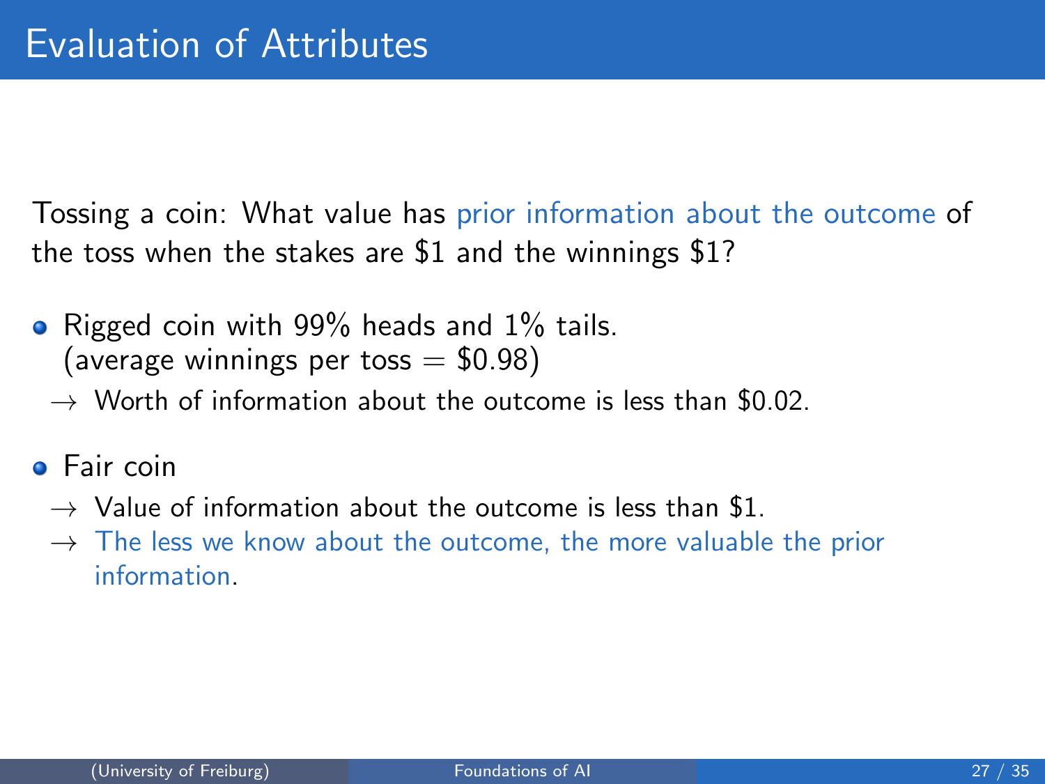# Evaluation of Attributes

Tossing a coin: What value has prior information about the outcome of the toss when the stakes are \$1 and the winnings \$1?

- Rigged coin with 99% heads and 1% tails.
  (average winnings per toss = \$0.98)
  - → Worth of information about the outcome is less than \$0.02.
- Fair coin
  - → Value of information about the outcome is less than \$1.
  - → The less we know about the outcome, the more valuable the prior information.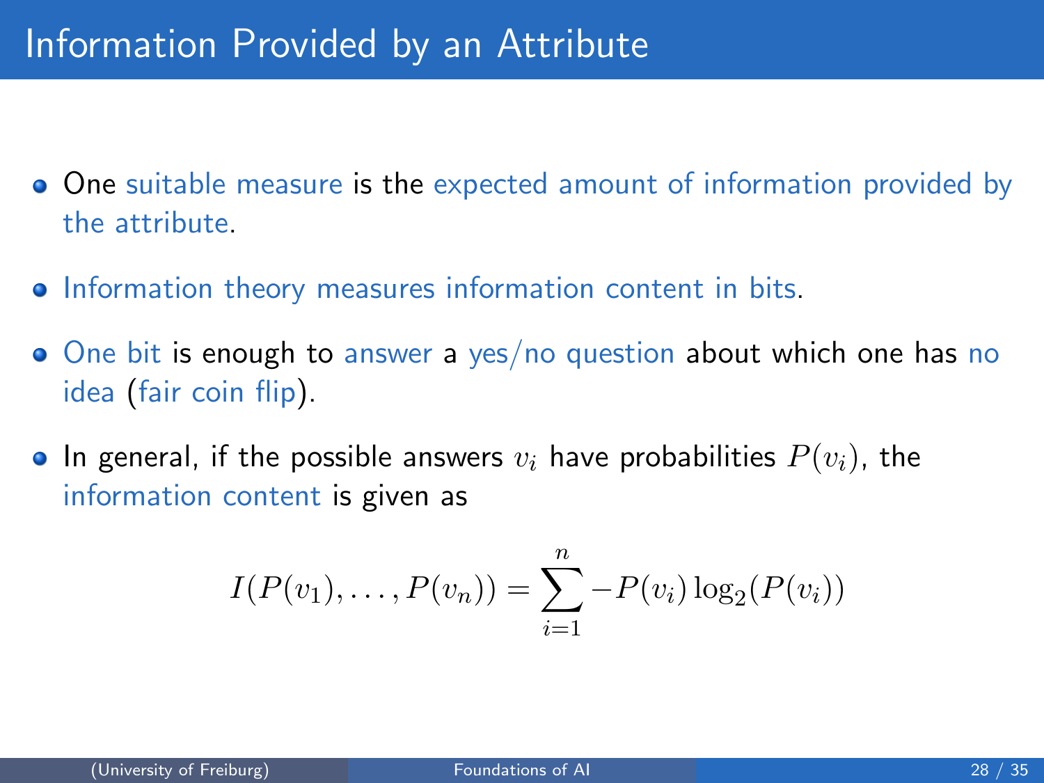# Information Provided by an Attribute

- One suitable measure is the expected amount of information provided by the attribute.
- Information theory measures information content in bits.
- One bit is enough to answer a yes/no question about which one has no idea (fair coin flip).
- In general, if the possible answers $v_i$ have probabilities $P(v_i)$, the information content is given as

$$I(P(v_1), \ldots, P(v_n)) = \sum_{i=1}^{n} -P(v_i) \log_2(P(v_i))$$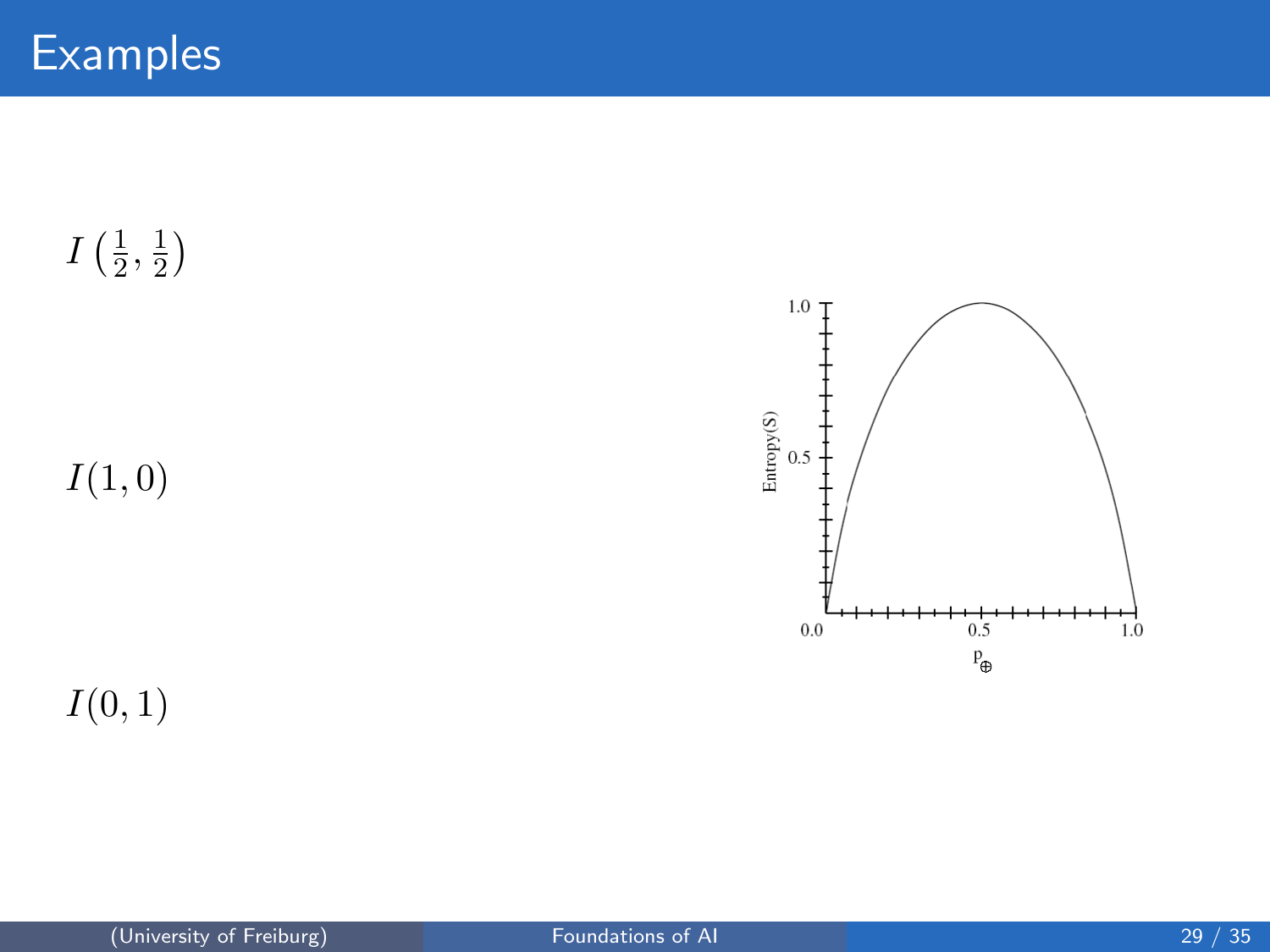# Examples

$I\left(\frac{1}{2}, \frac{1}{2}\right)$

$I(1, 0)$

$I(0, 1)$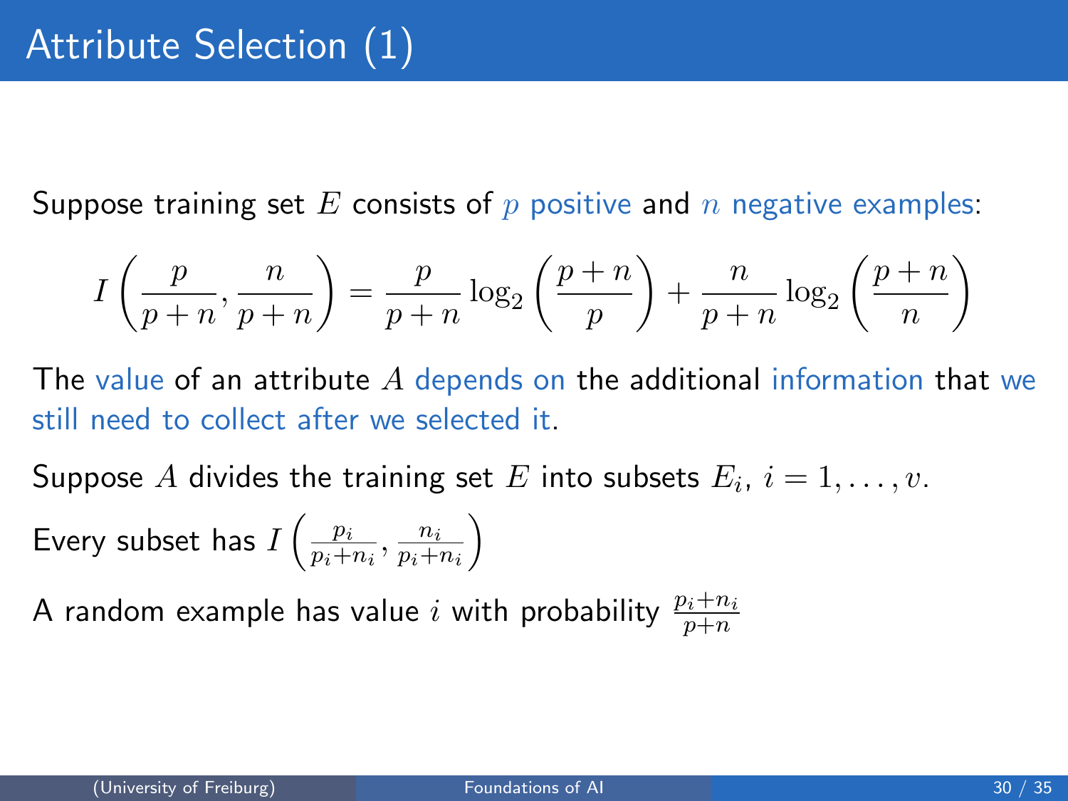# Attribute Selection (1)

Suppose training set $E$ consists of $p$ positive and $n$ negative examples:

$$I\left(\frac{p}{p+n}, \frac{n}{p+n}\right) = \frac{p}{p+n} \log_2\left(\frac{p+n}{p}\right) + \frac{n}{p+n} \log_2\left(\frac{p+n}{n}\right)$$

The value of an attribute $A$ depends on the additional information that we still need to collect after we selected it.

Suppose $A$ divides the training set $E$ into subsets $E_i$, $i = 1, \ldots, v$.

Every subset has $I\left(\frac{p_i}{p_i+n_i}, \frac{n_i}{p_i+n_i}\right)$

A random example has value $i$ with probability $\frac{p_i+n_i}{p+n}$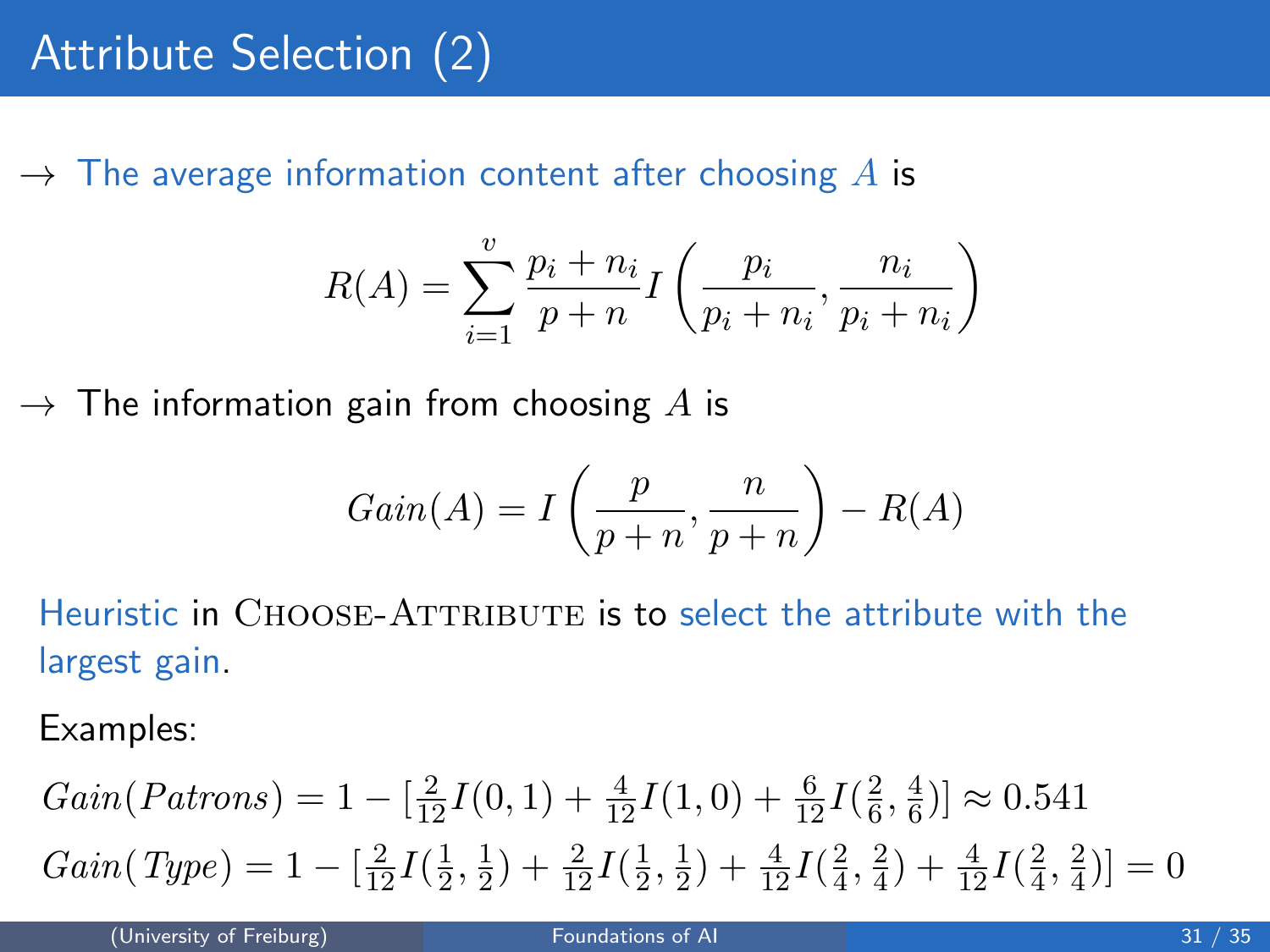# Attribute Selection (2)

→ The average information content after choosing $A$ is

$$R(A) = \sum_{i=1}^{v} \frac{p_i + n_i}{p + n} I\left(\frac{p_i}{p_i + n_i}, \frac{n_i}{p_i + n_i}\right)$$

→ The information gain from choosing $A$ is

$$Gain(A) = I\left(\frac{p}{p+n}, \frac{n}{p+n}\right) - R(A)$$

Heuristic in CHOOSE-ATTRIBUTE is to select the attribute with the largest gain.

Examples:

$$Gain(Patrons) = 1 - [\tfrac{2}{12} I(0,1) + \tfrac{4}{12} I(1,0) + \tfrac{6}{12} I(\tfrac{2}{6}, \tfrac{4}{6})] \approx 0.541$$

$$Gain(Type) = 1 - [\tfrac{2}{12} I(\tfrac{1}{2}, \tfrac{1}{2}) + \tfrac{2}{12} I(\tfrac{1}{2}, \tfrac{1}{2}) + \tfrac{4}{12} I(\tfrac{2}{4}, \tfrac{2}{4}) + \tfrac{4}{12} I(\tfrac{2}{4}, \tfrac{2}{4})] = 0$$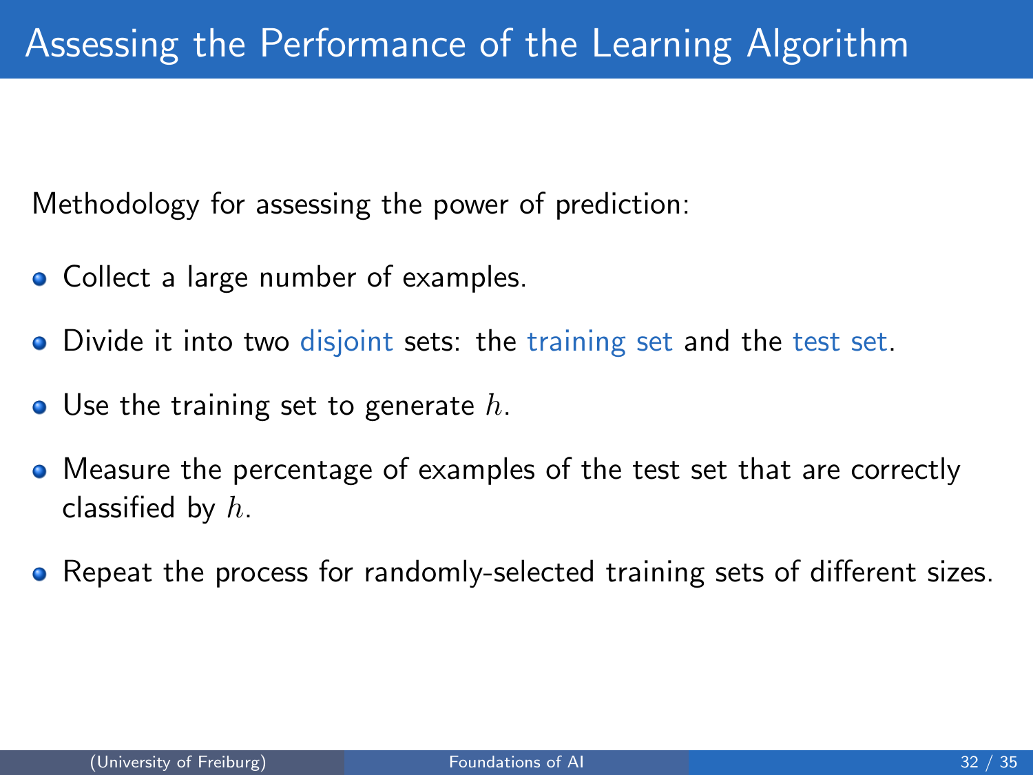# Assessing the Performance of the Learning Algorithm

Methodology for assessing the power of prediction:

- Collect a large number of examples.
- Divide it into two disjoint sets: the training set and the test set.
- Use the training set to generate $h$.
- Measure the percentage of examples of the test set that are correctly classified by $h$.
- Repeat the process for randomly-selected training sets of different sizes.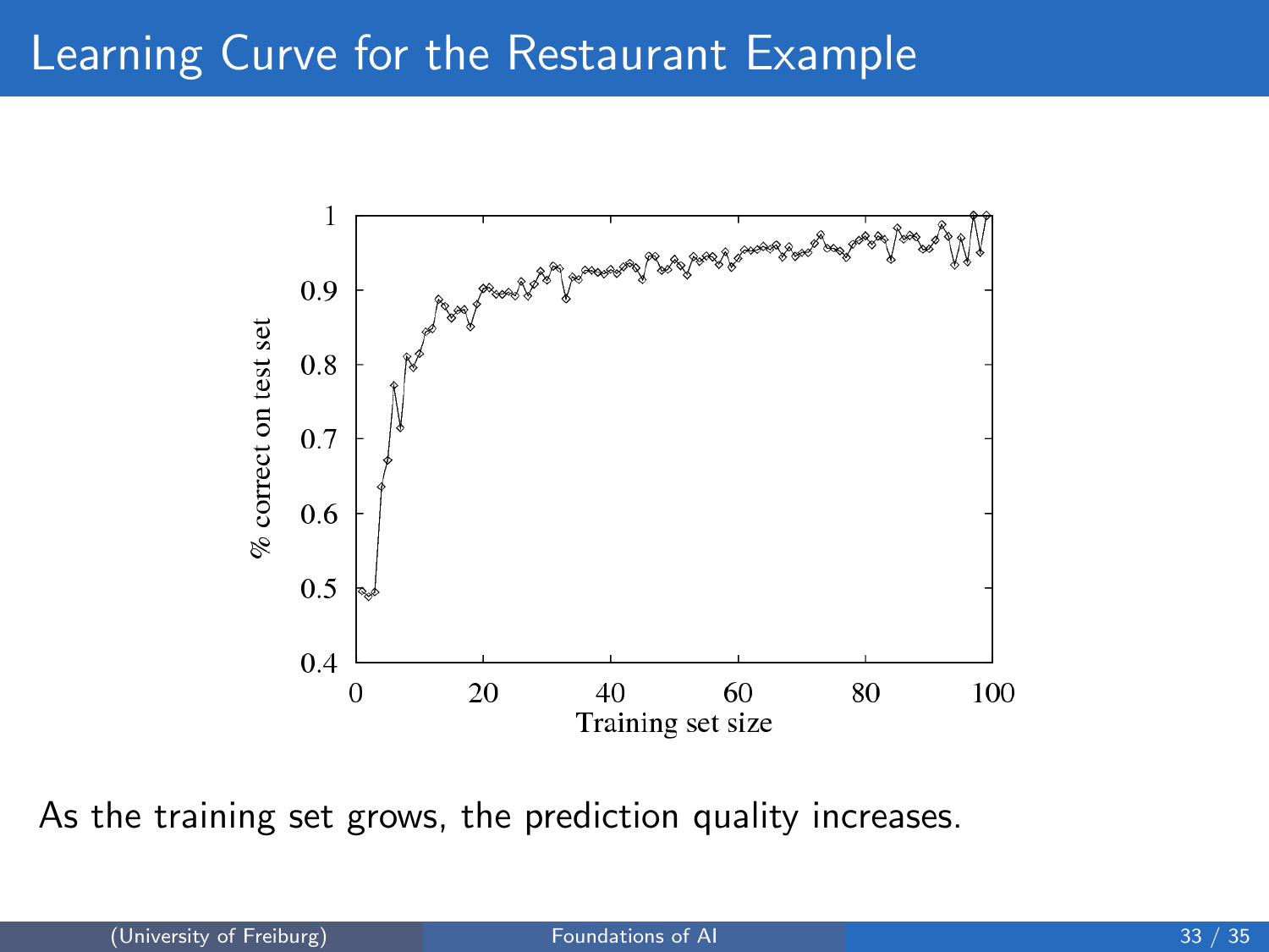# Learning Curve for the Restaurant Example

As the training set grows, the prediction quality increases.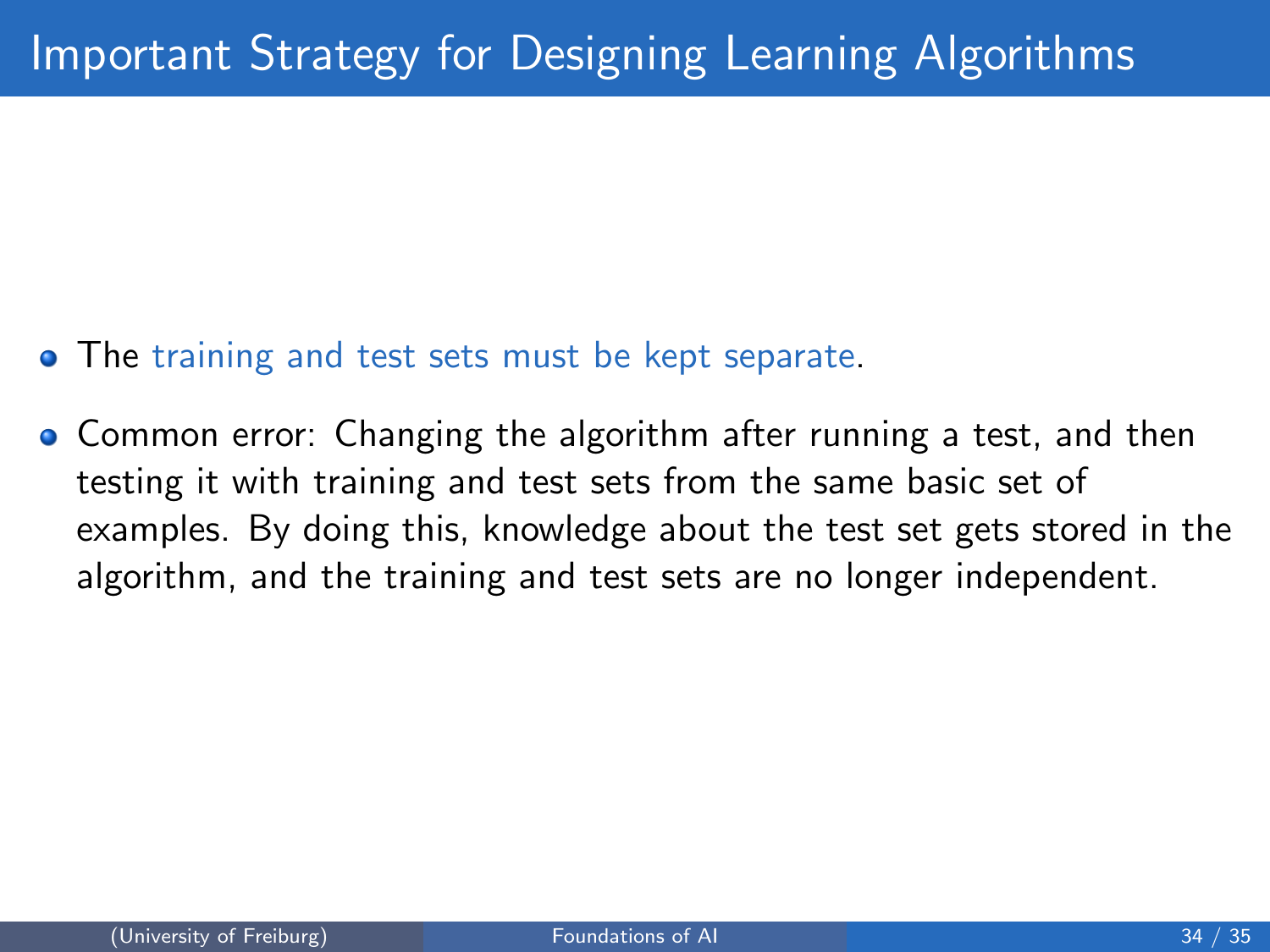# Important Strategy for Designing Learning Algorithms

- The training and test sets must be kept separate.
- Common error: Changing the algorithm after running a test, and then testing it with training and test sets from the same basic set of examples. By doing this, knowledge about the test set gets stored in the algorithm, and the training and test sets are no longer independent.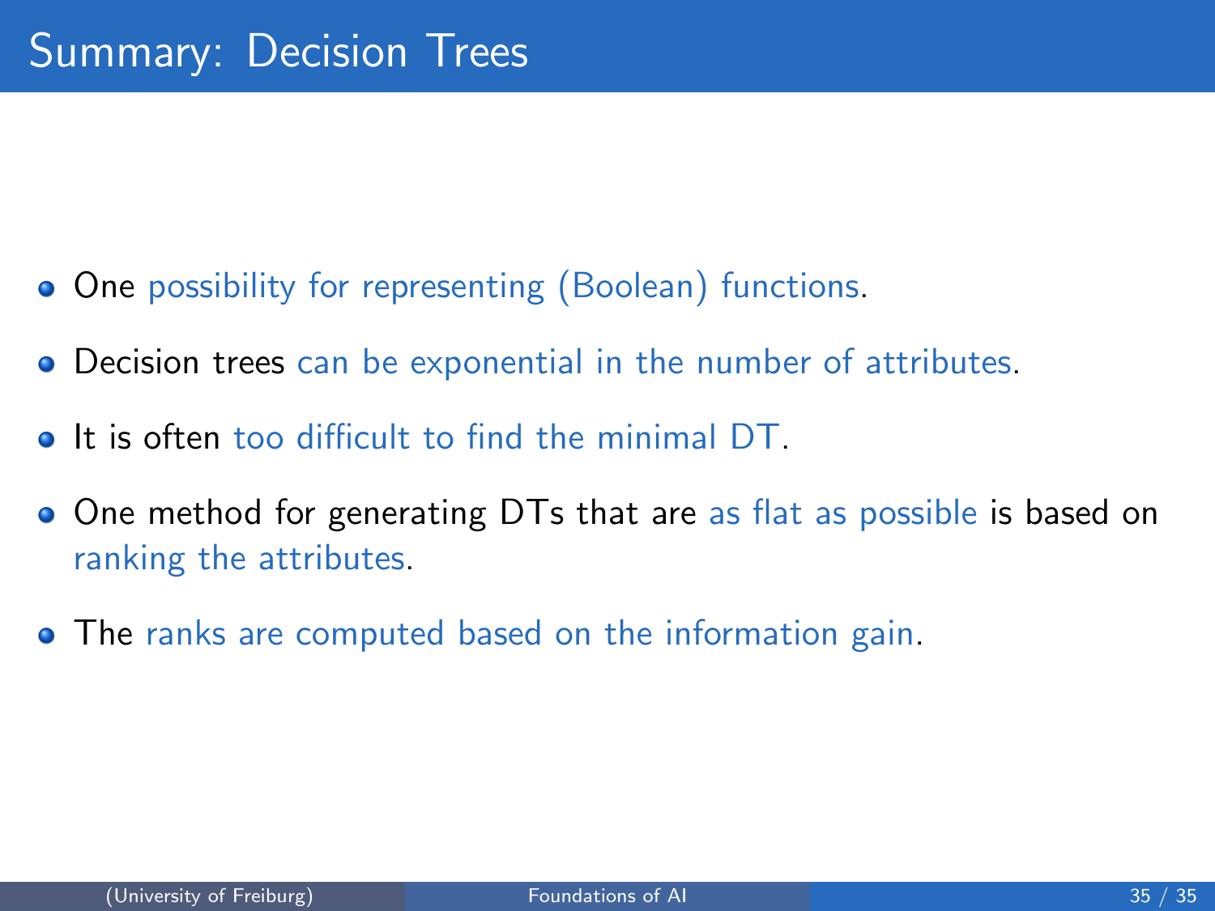# Summary: Decision Trees

- One possibility for representing (Boolean) functions.
- Decision trees can be exponential in the number of attributes.
- It is often too difficult to find the minimal DT.
- One method for generating DTs that are as flat as possible is based on ranking the attributes.
- The ranks are computed based on the information gain.